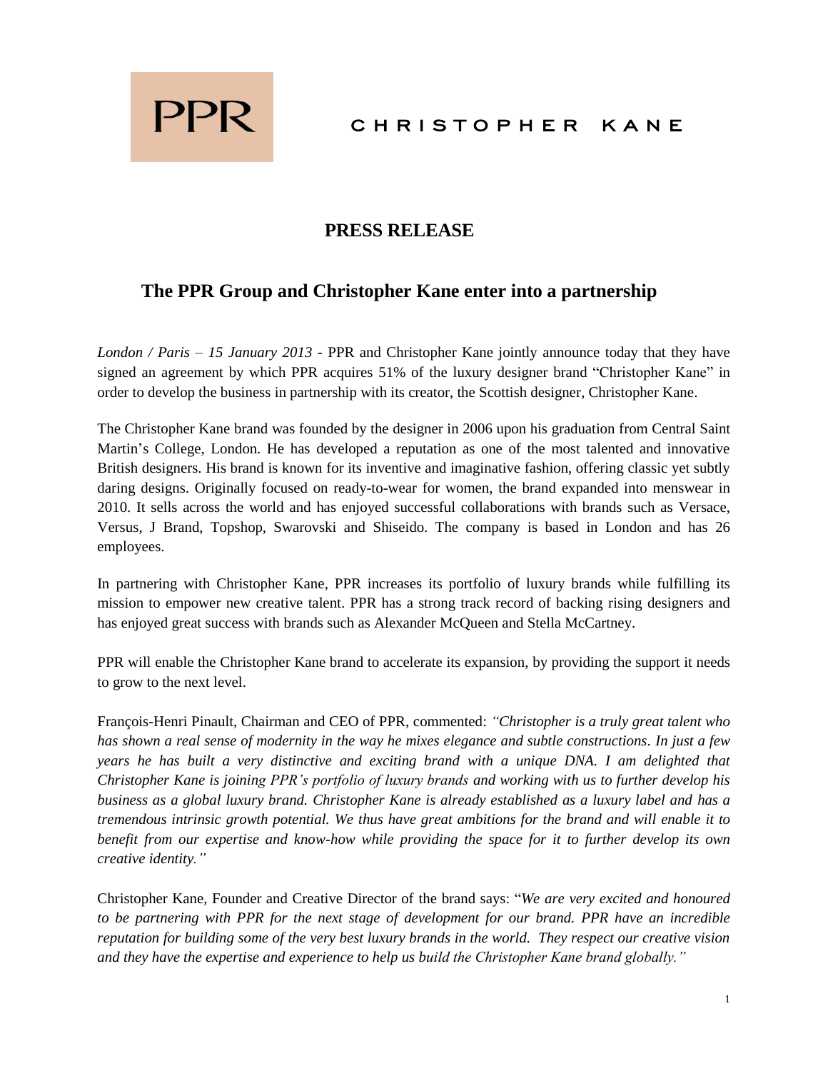PPR

CHRISTOPHER KANE

# PRESS RELEASE

## The PPR Group and Christopher Kane enter into a partnership

*London / Paris – 15 January 2013* - PPR and Christopher Kane jointly announce today that they have signed an agreement by which PPR acquires 51% of the luxury designer brand "Christopher Kane" in order to develop the business in partnership with its creator, the Scottish designer, Christopher Kane.

The Christopher Kane brand was founded by the designer in 2006 upon his graduation from Central Saint Martin's College, London. He has developed a reputation as one of the most talented and innovative British designers. His brand is known for its inventive and imaginative fashion, offering classic yet subtly daring designs. Originally focused on ready-to-wear for women, the brand expanded into menswear in 2010. It sells across the world and has enjoyed successful collaborations with brands such as Versace, Versus, J Brand, Topshop, Swarovski and Shiseido. The company is based in London and has 26 employees.

In partnering with Christopher Kane, PPR increases its portfolio of luxury brands while fulfilling its mission to empower new creative talent. PPR has a strong track record of backing rising designers and has enjoyed great success with brands such as Alexander McQueen and Stella McCartney.

PPR will enable the Christopher Kane brand to accelerate its expansion, by providing the support it needs to grow to the next level.

François-Henri Pinault, Chairman and CEO of PPR, commented: *"Christopher is a truly great talent who has shown a real sense of modernity in the way he mixes elegance and subtle constructions. In just a few years he has built a very distinctive and exciting brand with a unique DNA. I am delighted that Christopher Kane is joining PPR's portfolio of luxury brands and working with us to further develop his business as a global luxury brand. Christopher Kane is already established as a luxury label and has a tremendous intrinsic growth potential. We thus have great ambitions for the brand and will enable it to benefit from our expertise and know-how while providing the space for it to further develop its own creative identity."*

Christopher Kane, Founder and Creative Director of the brand says: "*We are very excited and honoured to be partnering with PPR for the next stage of development for our brand. PPR have an incredible reputation for building some of the very best luxury brands in the world. They respect our creative vision and they have the expertise and experience to help us build the Christopher Kane brand globally."*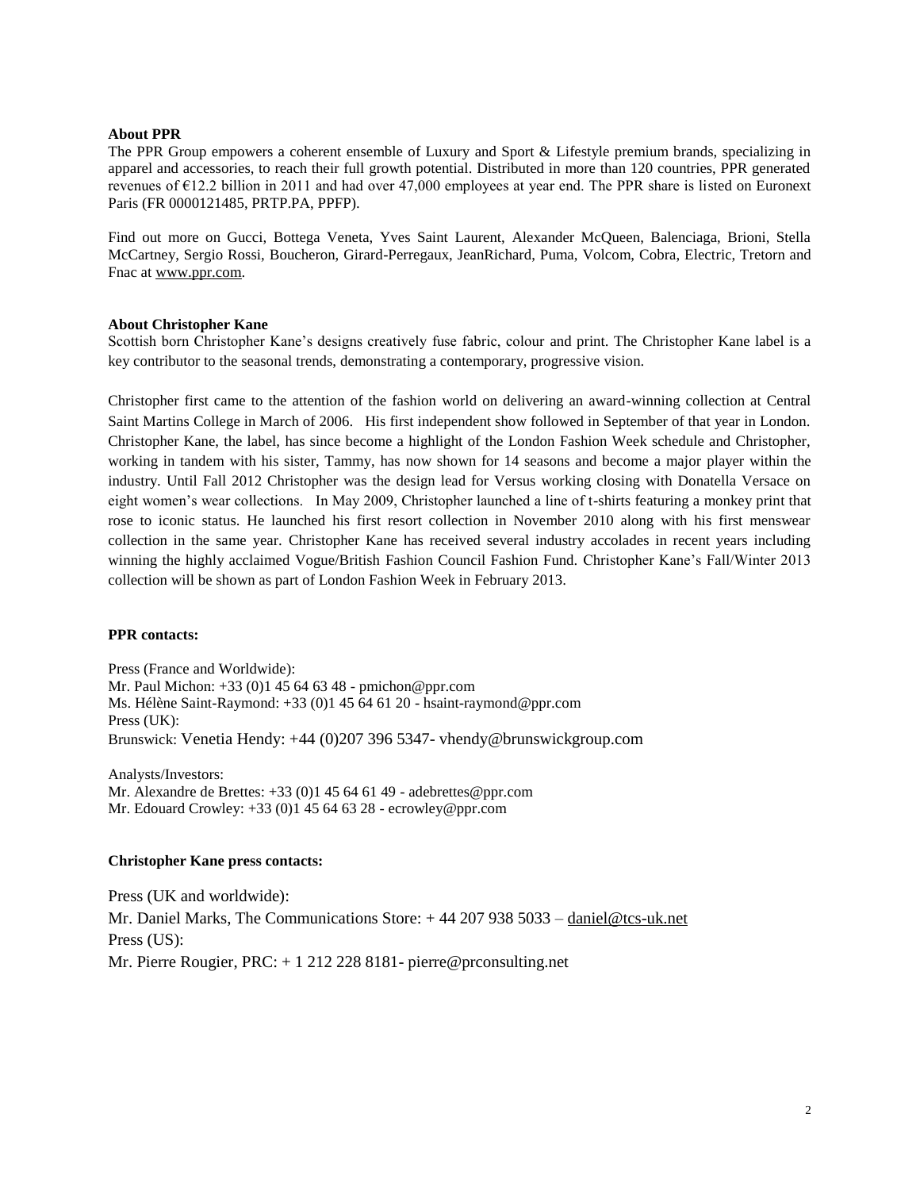**About PPR**

The PPR Group empowers a coherent ensemble of Luxury and Sport & Lifestyle premium brands, specializing in apparel and accessories, to reach their full growth potential. Distributed in more than 120 countries, PPR generated revenues of €12.2 billion in 2011 and had over 47,000 employees at year end. The PPR share is listed on Euronext Paris (FR 0000121485, PRTP.PA, PPFP).

Find out more on Gucci, Bottega Veneta, Yves Saint Laurent, Alexander McQueen, Balenciaga, Brioni, Stella McCartney, Sergio Rossi, Boucheron, Girard-Perregaux, JeanRichard, Puma, Volcom, Cobra, Electric, Tretorn and Fnac at www.ppr.com.

**About Christopher Kane**

Scottish born Christopher Kane's designs creatively fuse fabric, colour and print. The Christopher Kane label is a key contributor to the seasonal trends, demonstrating a contemporary, progressive vision.

Christopher first came to the attention of the fashion world on delivering an award-winning collection at Central Saint Martins College in March of 2006. His first independent show followed in September of that year in London. Christopher Kane, the label, has since become a highlight of the London Fashion Week schedule and Christopher, working in tandem with his sister, Tammy, has now shown for 14 seasons and become a major player within the industry. Until Fall 2012 Christopher was the design lead for Versus working closing with Donatella Versace on eight women's wear collections. In May 2009, Christopher launched a line of t-shirts featuring a monkey print that rose to iconic status. He launched his first resort collection in November 2010 along with his first menswear collection in the same year. Christopher Kane has received several industry accolades in recent years including winning the highly acclaimed Vogue/British Fashion Council Fashion Fund. Christopher Kane's Fall/Winter 2013 collection will be shown as part of London Fashion Week in February 2013.

**PPR contacts:**

Press (France and Worldwide):
Mr. Paul Michon: +33 (0)1 45 64 63 48 - pmichon@ppr.com
Ms. Hélène Saint-Raymond: +33 (0)1 45 64 61 20 - hsaint-raymond@ppr.com
Press (UK):
Brunswick: Venetia Hendy: +44 (0)207 396 5347- vhendy@brunswickgroup.com

Analysts/Investors:
Mr. Alexandre de Brettes: +33 (0)1 45 64 61 49 - adebrettes@ppr.com
Mr. Edouard Crowley: +33 (0)1 45 64 63 28 - ecrowley@ppr.com

**Christopher Kane press contacts:**

Press (UK and worldwide):
Mr. Daniel Marks, The Communications Store: + 44 207 938 5033 – daniel@tcs-uk.net
Press (US):
Mr. Pierre Rougier, PRC: + 1 212 228 8181- pierre@prconsulting.net